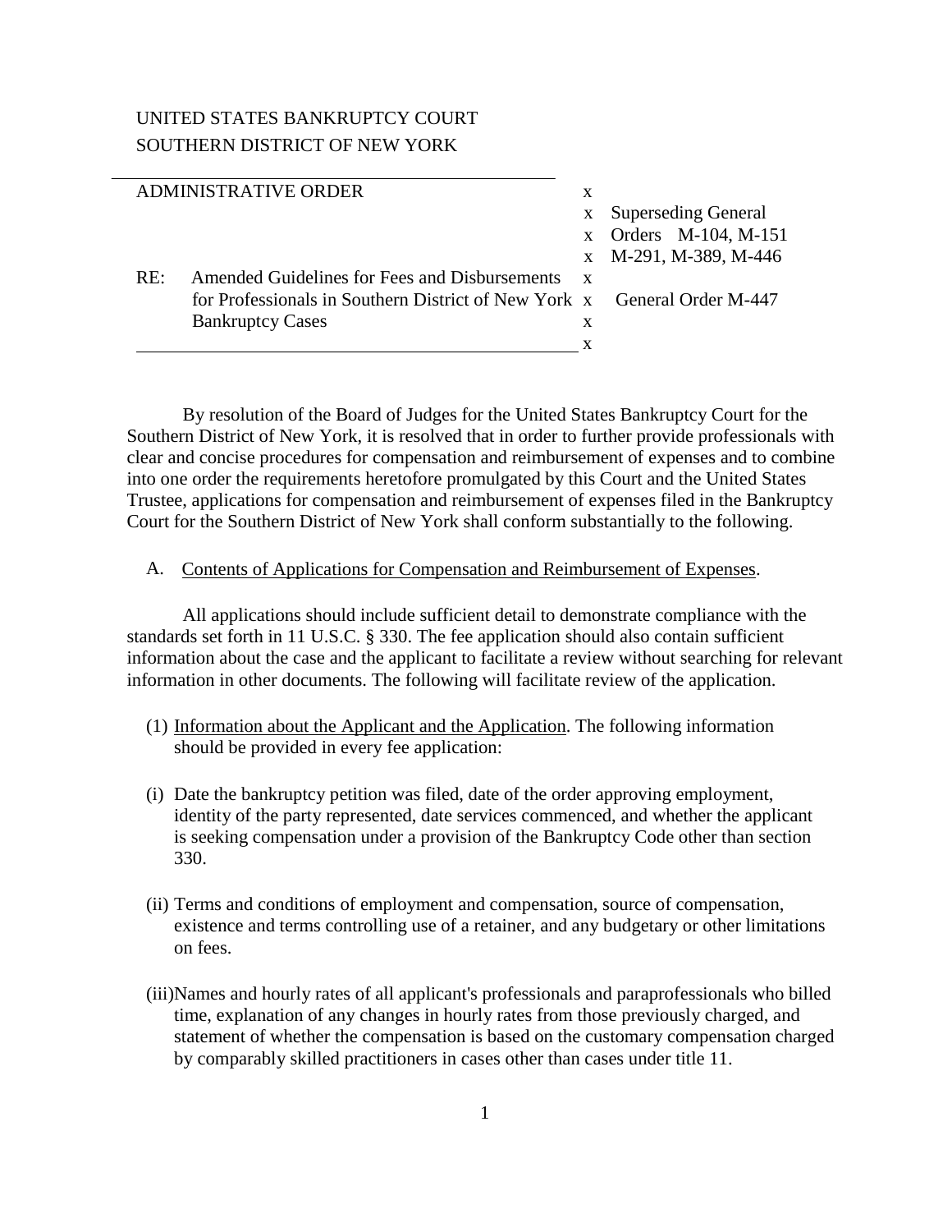UNITED STATES BANKRUPTCY COURT
SOUTHERN DISTRICT OF NEW YORK

| | |
|---|---|
| ADMINISTRATIVE ORDER | Superseding General Orders M-104, M-151 M-291, M-389, M-446 |
| RE: Amended Guidelines for Fees and Disbursements for Professionals in Southern District of New York Bankruptcy Cases | General Order M-447 |

By resolution of the Board of Judges for the United States Bankruptcy Court for the Southern District of New York, it is resolved that in order to further provide professionals with clear and concise procedures for compensation and reimbursement of expenses and to combine into one order the requirements heretofore promulgated by this Court and the United States Trustee, applications for compensation and reimbursement of expenses filed in the Bankruptcy Court for the Southern District of New York shall conform substantially to the following.

A. Contents of Applications for Compensation and Reimbursement of Expenses.

All applications should include sufficient detail to demonstrate compliance with the standards set forth in 11 U.S.C. § 330. The fee application should also contain sufficient information about the case and the applicant to facilitate a review without searching for relevant information in other documents. The following will facilitate review of the application.

(1) Information about the Applicant and the Application. The following information should be provided in every fee application:

(i) Date the bankruptcy petition was filed, date of the order approving employment, identity of the party represented, date services commenced, and whether the applicant is seeking compensation under a provision of the Bankruptcy Code other than section 330.

(ii) Terms and conditions of employment and compensation, source of compensation, existence and terms controlling use of a retainer, and any budgetary or other limitations on fees.

(iii) Names and hourly rates of all applicant's professionals and paraprofessionals who billed time, explanation of any changes in hourly rates from those previously charged, and statement of whether the compensation is based on the customary compensation charged by comparably skilled practitioners in cases other than cases under title 11.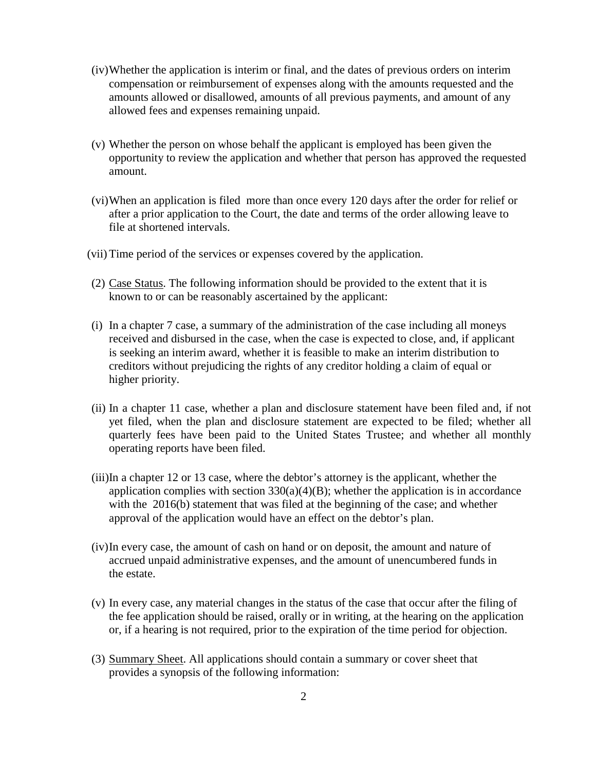(iv) Whether the application is interim or final, and the dates of previous orders on interim compensation or reimbursement of expenses along with the amounts requested and the amounts allowed or disallowed, amounts of all previous payments, and amount of any allowed fees and expenses remaining unpaid.

(v) Whether the person on whose behalf the applicant is employed has been given the opportunity to review the application and whether that person has approved the requested amount.

(vi) When an application is filed more than once every 120 days after the order for relief or after a prior application to the Court, the date and terms of the order allowing leave to file at shortened intervals.

(vii) Time period of the services or expenses covered by the application.

(2) Case Status. The following information should be provided to the extent that it is known to or can be reasonably ascertained by the applicant:

(i) In a chapter 7 case, a summary of the administration of the case including all moneys received and disbursed in the case, when the case is expected to close, and, if applicant is seeking an interim award, whether it is feasible to make an interim distribution to creditors without prejudicing the rights of any creditor holding a claim of equal or higher priority.

(ii) In a chapter 11 case, whether a plan and disclosure statement have been filed and, if not yet filed, when the plan and disclosure statement are expected to be filed; whether all quarterly fees have been paid to the United States Trustee; and whether all monthly operating reports have been filed.

(iii) In a chapter 12 or 13 case, where the debtor's attorney is the applicant, whether the application complies with section 330(a)(4)(B); whether the application is in accordance with the 2016(b) statement that was filed at the beginning of the case; and whether approval of the application would have an effect on the debtor's plan.

(iv) In every case, the amount of cash on hand or on deposit, the amount and nature of accrued unpaid administrative expenses, and the amount of unencumbered funds in the estate.

(v) In every case, any material changes in the status of the case that occur after the filing of the fee application should be raised, orally or in writing, at the hearing on the application or, if a hearing is not required, prior to the expiration of the time period for objection.

(3) Summary Sheet. All applications should contain a summary or cover sheet that provides a synopsis of the following information: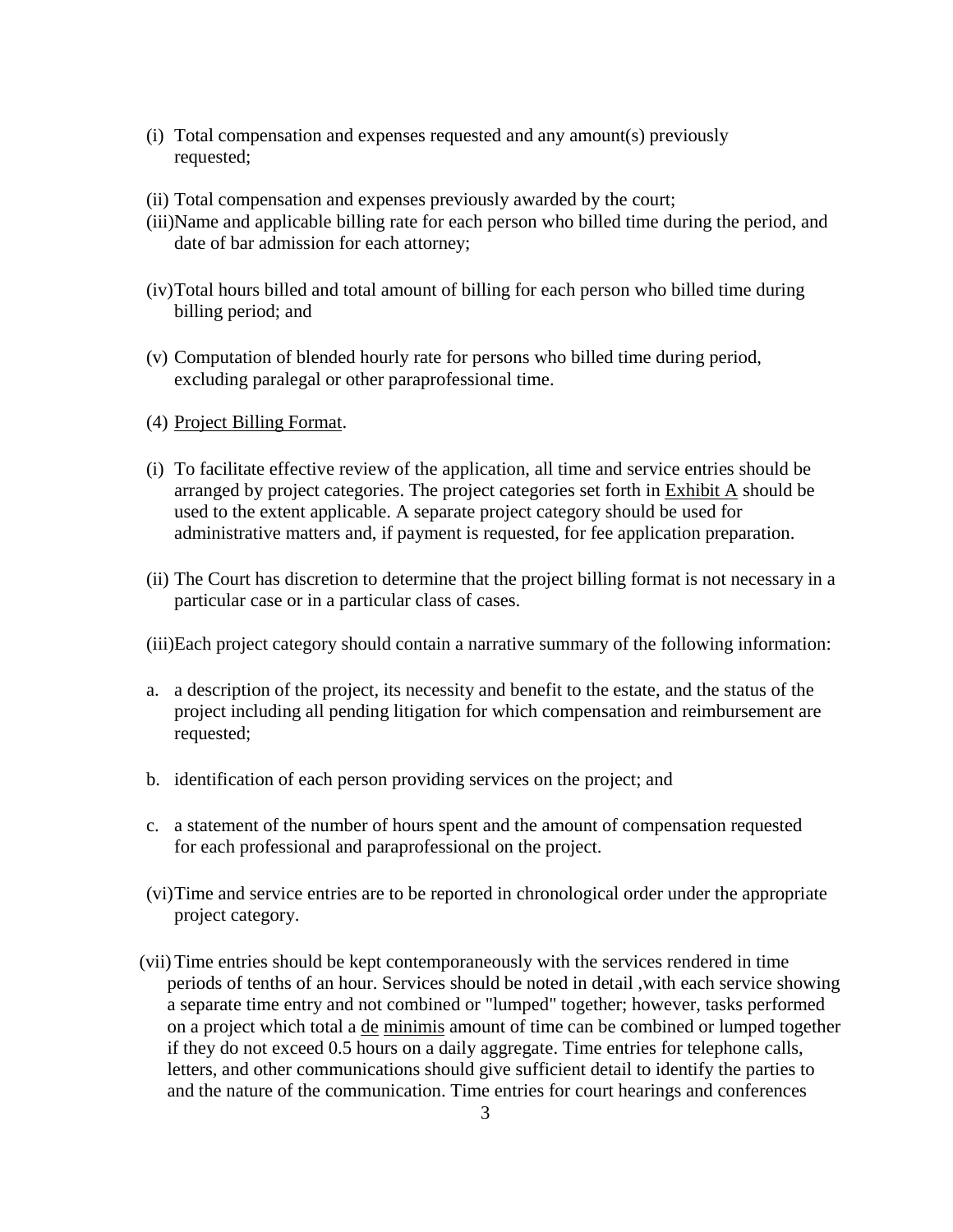(i) Total compensation and expenses requested and any amount(s) previously requested;

(ii) Total compensation and expenses previously awarded by the court;

(iii)Name and applicable billing rate for each person who billed time during the period, and date of bar admission for each attorney;

(iv)Total hours billed and total amount of billing for each person who billed time during billing period; and

(v) Computation of blended hourly rate for persons who billed time during period, excluding paralegal or other paraprofessional time.

(4) Project Billing Format.

(i) To facilitate effective review of the application, all time and service entries should be arranged by project categories. The project categories set forth in Exhibit A should be used to the extent applicable. A separate project category should be used for administrative matters and, if payment is requested, for fee application preparation.

(ii) The Court has discretion to determine that the project billing format is not necessary in a particular case or in a particular class of cases.

(iii)Each project category should contain a narrative summary of the following information:

a. a description of the project, its necessity and benefit to the estate, and the status of the project including all pending litigation for which compensation and reimbursement are requested;

b. identification of each person providing services on the project; and

c. a statement of the number of hours spent and the amount of compensation requested for each professional and paraprofessional on the project.

(vi)Time and service entries are to be reported in chronological order under the appropriate project category.

(vii) Time entries should be kept contemporaneously with the services rendered in time periods of tenths of an hour. Services should be noted in detail ,with each service showing a separate time entry and not combined or "lumped" together; however, tasks performed on a project which total a de minimis amount of time can be combined or lumped together if they do not exceed 0.5 hours on a daily aggregate. Time entries for telephone calls, letters, and other communications should give sufficient detail to identify the parties to and the nature of the communication. Time entries for court hearings and conferences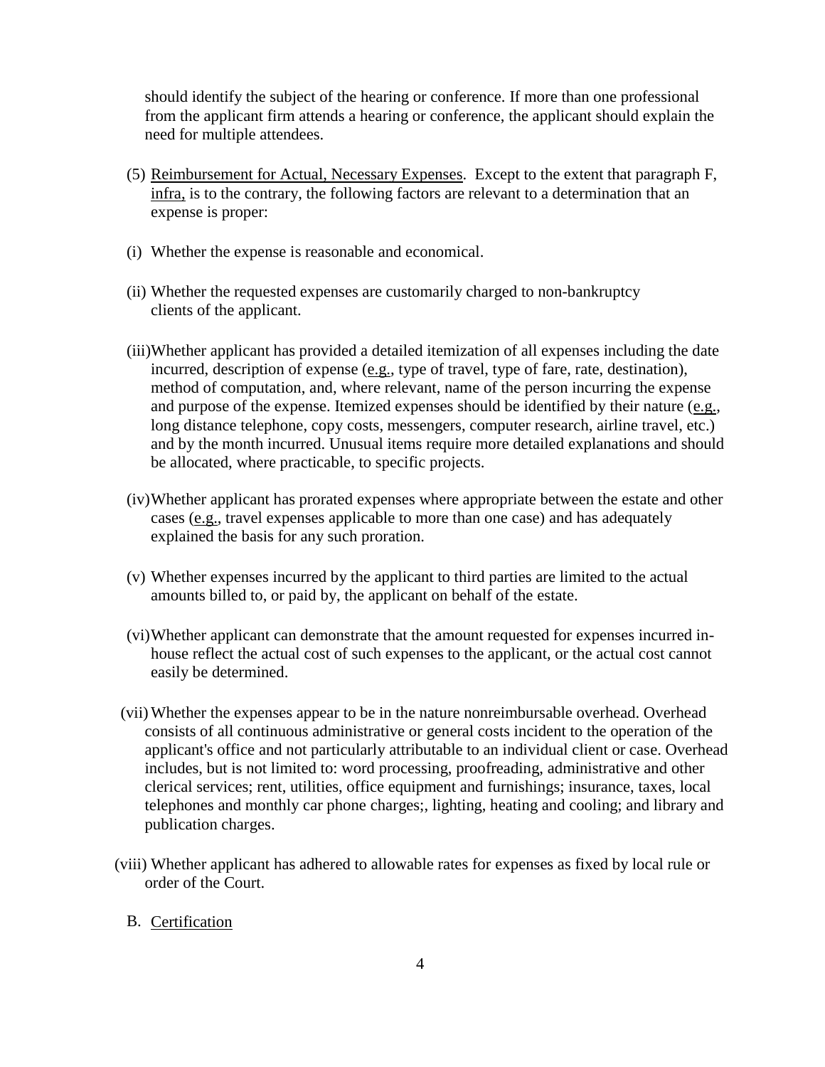should identify the subject of the hearing or conference. If more than one professional from the applicant firm attends a hearing or conference, the applicant should explain the need for multiple attendees.

(5) Reimbursement for Actual, Necessary Expenses. Except to the extent that paragraph F, infra, is to the contrary, the following factors are relevant to a determination that an expense is proper:

(i) Whether the expense is reasonable and economical.

(ii) Whether the requested expenses are customarily charged to non-bankruptcy clients of the applicant.

(iii) Whether applicant has provided a detailed itemization of all expenses including the date incurred, description of expense (e.g., type of travel, type of fare, rate, destination), method of computation, and, where relevant, name of the person incurring the expense and purpose of the expense. Itemized expenses should be identified by their nature (e.g., long distance telephone, copy costs, messengers, computer research, airline travel, etc.) and by the month incurred. Unusual items require more detailed explanations and should be allocated, where practicable, to specific projects.

(iv) Whether applicant has prorated expenses where appropriate between the estate and other cases (e.g., travel expenses applicable to more than one case) and has adequately explained the basis for any such proration.

(v) Whether expenses incurred by the applicant to third parties are limited to the actual amounts billed to, or paid by, the applicant on behalf of the estate.

(vi) Whether applicant can demonstrate that the amount requested for expenses incurred in-house reflect the actual cost of such expenses to the applicant, or the actual cost cannot easily be determined.

(vii) Whether the expenses appear to be in the nature nonreimbursable overhead. Overhead consists of all continuous administrative or general costs incident to the operation of the applicant's office and not particularly attributable to an individual client or case. Overhead includes, but is not limited to: word processing, proofreading, administrative and other clerical services; rent, utilities, office equipment and furnishings; insurance, taxes, local telephones and monthly car phone charges;, lighting, heating and cooling; and library and publication charges.

(viii) Whether applicant has adhered to allowable rates for expenses as fixed by local rule or order of the Court.

B. Certification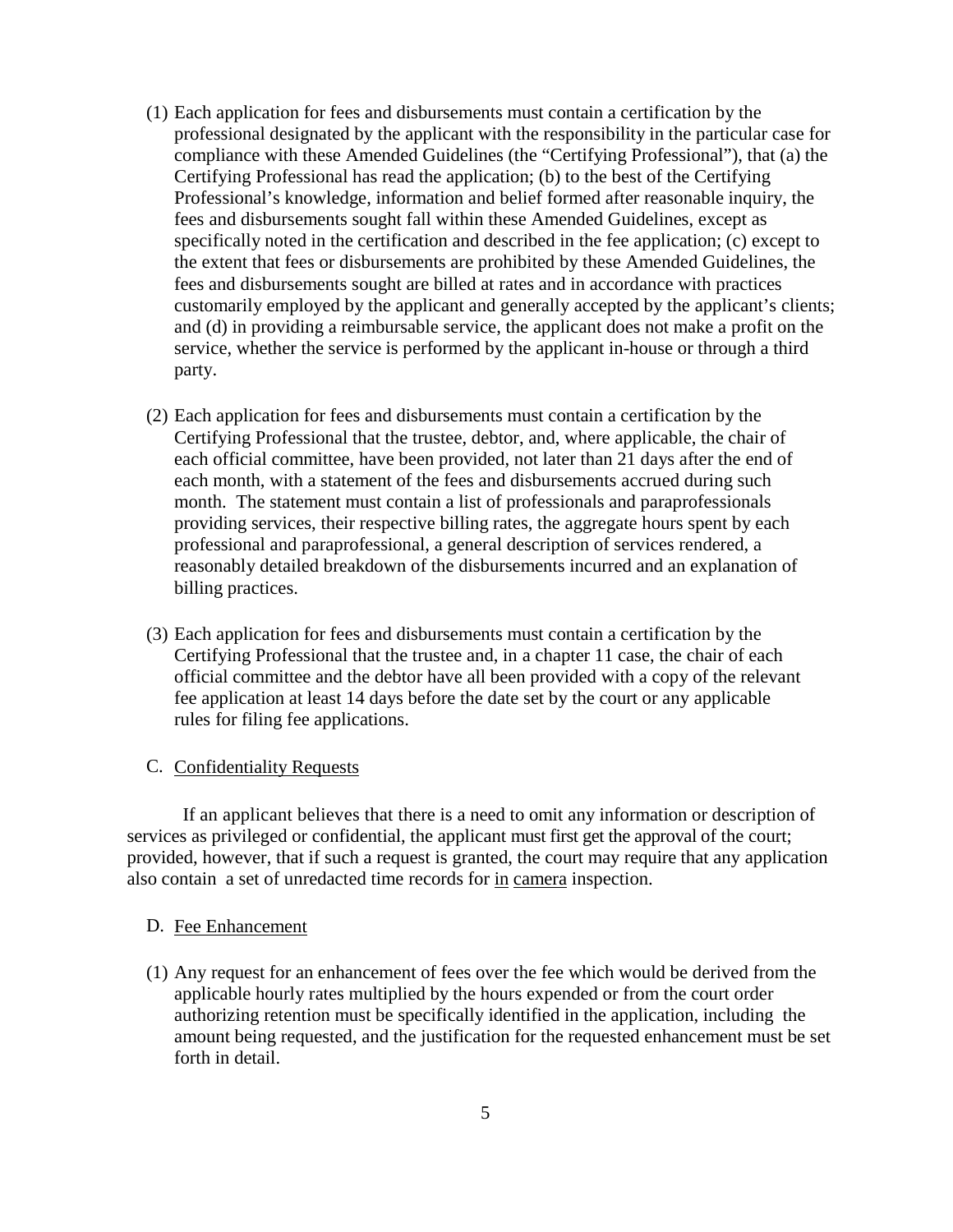(1) Each application for fees and disbursements must contain a certification by the professional designated by the applicant with the responsibility in the particular case for compliance with these Amended Guidelines (the "Certifying Professional"), that (a) the Certifying Professional has read the application; (b) to the best of the Certifying Professional's knowledge, information and belief formed after reasonable inquiry, the fees and disbursements sought fall within these Amended Guidelines, except as specifically noted in the certification and described in the fee application; (c) except to the extent that fees or disbursements are prohibited by these Amended Guidelines, the fees and disbursements sought are billed at rates and in accordance with practices customarily employed by the applicant and generally accepted by the applicant's clients; and (d) in providing a reimbursable service, the applicant does not make a profit on the service, whether the service is performed by the applicant in-house or through a third party.

(2) Each application for fees and disbursements must contain a certification by the Certifying Professional that the trustee, debtor, and, where applicable, the chair of each official committee, have been provided, not later than 21 days after the end of each month, with a statement of the fees and disbursements accrued during such month. The statement must contain a list of professionals and paraprofessionals providing services, their respective billing rates, the aggregate hours spent by each professional and paraprofessional, a general description of services rendered, a reasonably detailed breakdown of the disbursements incurred and an explanation of billing practices.

(3) Each application for fees and disbursements must contain a certification by the Certifying Professional that the trustee and, in a chapter 11 case, the chair of each official committee and the debtor have all been provided with a copy of the relevant fee application at least 14 days before the date set by the court or any applicable rules for filing fee applications.

C. Confidentiality Requests

If an applicant believes that there is a need to omit any information or description of services as privileged or confidential, the applicant must first get the approval of the court; provided, however, that if such a request is granted, the court may require that any application also contain a set of unredacted time records for in camera inspection.

D. Fee Enhancement

(1) Any request for an enhancement of fees over the fee which would be derived from the applicable hourly rates multiplied by the hours expended or from the court order authorizing retention must be specifically identified in the application, including the amount being requested, and the justification for the requested enhancement must be set forth in detail.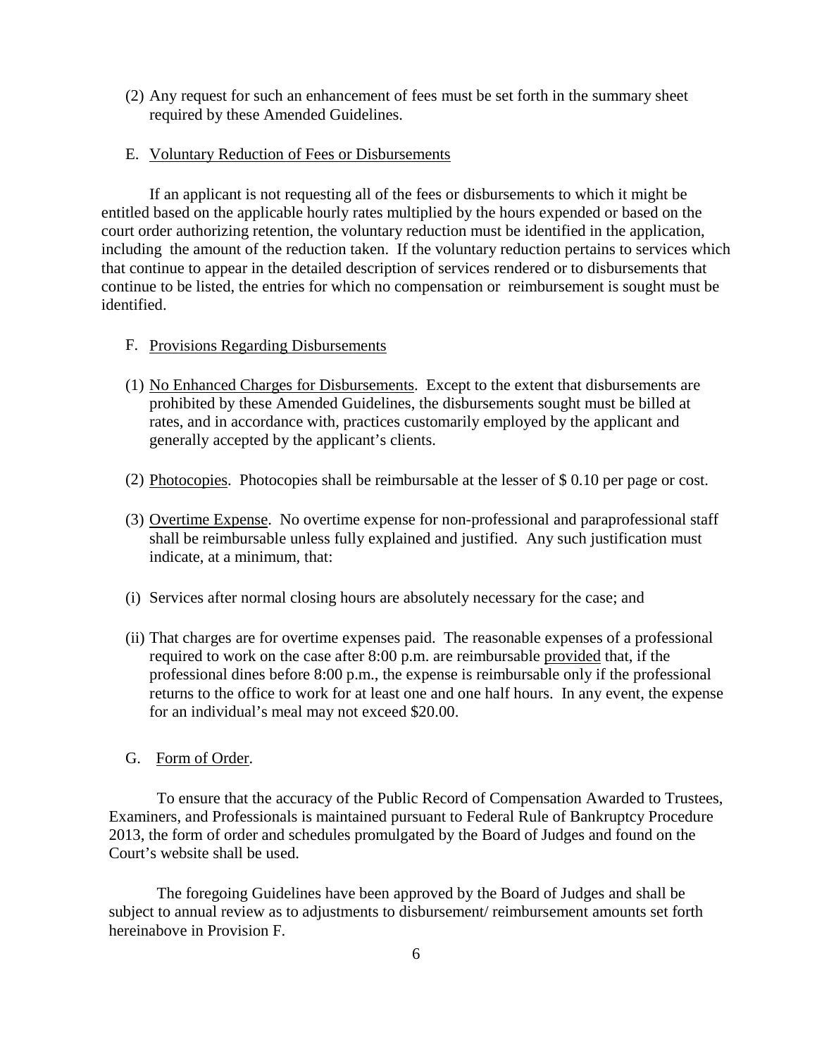(2) Any request for such an enhancement of fees must be set forth in the summary sheet required by these Amended Guidelines.

E. Voluntary Reduction of Fees or Disbursements

If an applicant is not requesting all of the fees or disbursements to which it might be entitled based on the applicable hourly rates multiplied by the hours expended or based on the court order authorizing retention, the voluntary reduction must be identified in the application, including the amount of the reduction taken. If the voluntary reduction pertains to services which that continue to appear in the detailed description of services rendered or to disbursements that continue to be listed, the entries for which no compensation or reimbursement is sought must be identified.

F. Provisions Regarding Disbursements

(1) No Enhanced Charges for Disbursements. Except to the extent that disbursements are prohibited by these Amended Guidelines, the disbursements sought must be billed at rates, and in accordance with, practices customarily employed by the applicant and generally accepted by the applicant's clients.

(2) Photocopies. Photocopies shall be reimbursable at the lesser of $ 0.10 per page or cost.

(3) Overtime Expense. No overtime expense for non-professional and paraprofessional staff shall be reimbursable unless fully explained and justified. Any such justification must indicate, at a minimum, that:

(i) Services after normal closing hours are absolutely necessary for the case; and

(ii) That charges are for overtime expenses paid. The reasonable expenses of a professional required to work on the case after 8:00 p.m. are reimbursable provided that, if the professional dines before 8:00 p.m., the expense is reimbursable only if the professional returns to the office to work for at least one and one half hours. In any event, the expense for an individual's meal may not exceed $20.00.

G. Form of Order.

To ensure that the accuracy of the Public Record of Compensation Awarded to Trustees, Examiners, and Professionals is maintained pursuant to Federal Rule of Bankruptcy Procedure 2013, the form of order and schedules promulgated by the Board of Judges and found on the Court's website shall be used.

The foregoing Guidelines have been approved by the Board of Judges and shall be subject to annual review as to adjustments to disbursement/ reimbursement amounts set forth hereinabove in Provision F.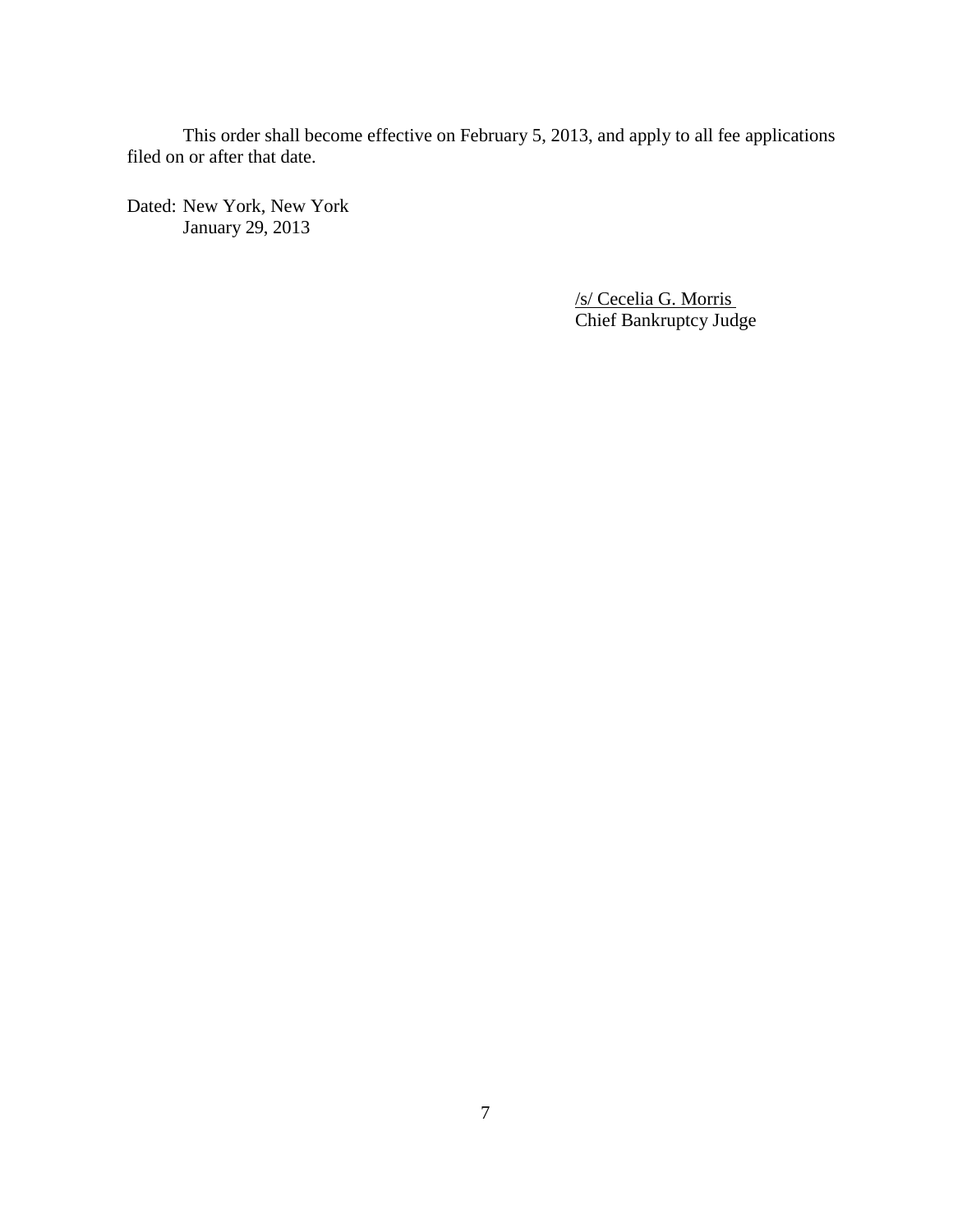This order shall become effective on February 5, 2013, and apply to all fee applications filed on or after that date.

Dated: New York, New York
January 29, 2013

/s/ Cecelia G. Morris
Chief Bankruptcy Judge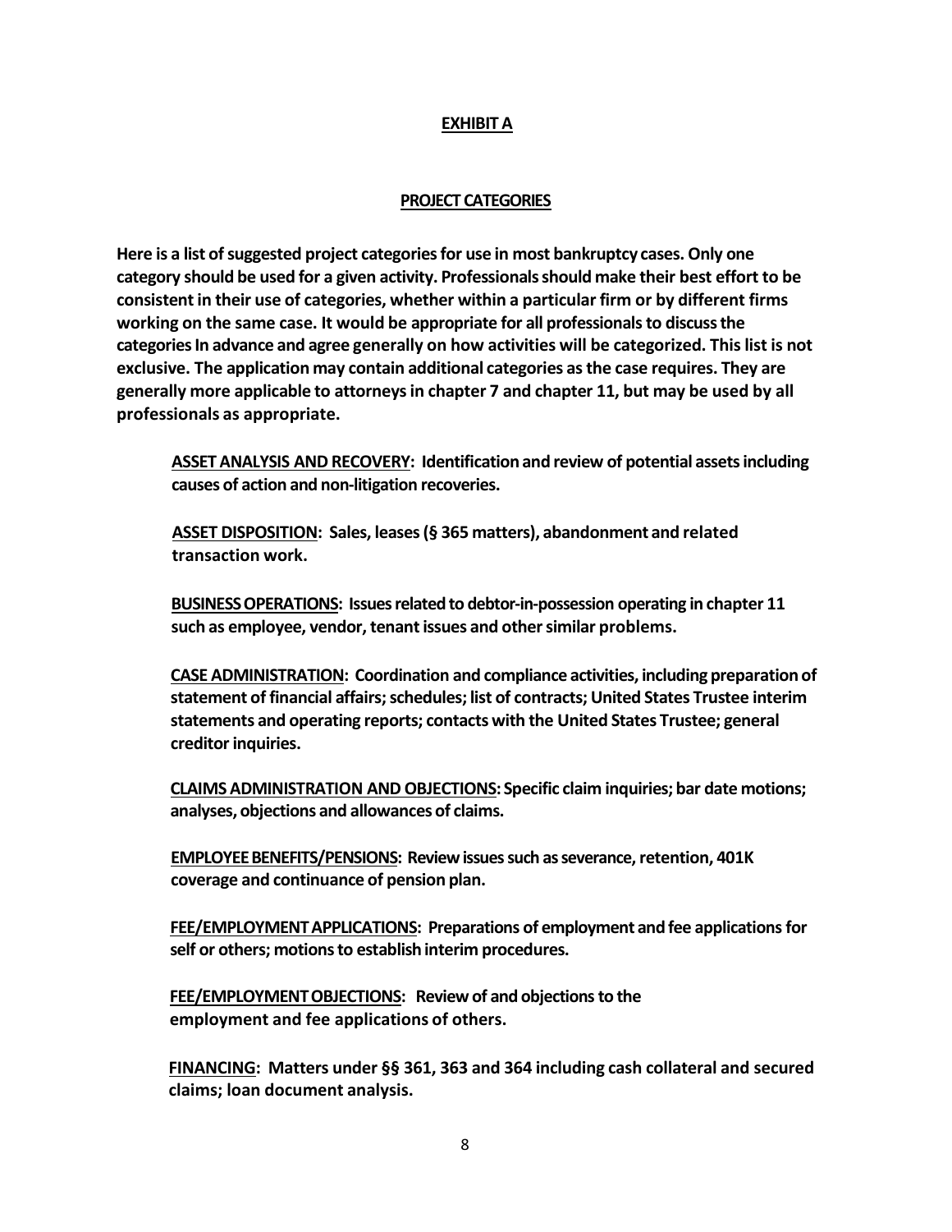# **EXHIBIT A**

## **PROJECT CATEGORIES**

**Here is a list of suggested project categories for use in most bankruptcy cases. Only one category should be used for a given activity. Professionals should make their best effort to be consistent in their use of categories, whether within a particular firm or by different firms working on the same case. It would be appropriate for all professionals to discuss the categories In advance and agree generally on how activities will be categorized. This list is not exclusive. The application may contain additional categories as the case requires. They are generally more applicable to attorneys in chapter 7 and chapter 11, but may be used by all professionals as appropriate.**

**ASSET ANALYSIS AND RECOVERY: Identification and review of potential assets including causes of action and non-litigation recoveries.**

**ASSET DISPOSITION: Sales, leases (§ 365 matters), abandonment and related transaction work.**

**BUSINESS OPERATIONS: Issues related to debtor-in-possession operating in chapter 11 such as employee, vendor, tenant issues and other similar problems.**

**CASE ADMINISTRATION: Coordination and compliance activities, including preparation of statement of financial affairs; schedules; list of contracts; United States Trustee interim statements and operating reports; contacts with the United States Trustee; general creditor inquiries.**

**CLAIMS ADMINISTRATION AND OBJECTIONS: Specific claim inquiries; bar date motions; analyses, objections and allowances of claims.**

**EMPLOYEE BENEFITS/PENSIONS: Review issues such as severance, retention, 401K coverage and continuance of pension plan.**

**FEE/EMPLOYMENT APPLICATIONS: Preparations of employment and fee applications for self or others; motions to establish interim procedures.**

**FEE/EMPLOYMENT OBJECTIONS: Review of and objections to the employment and fee applications of others.**

**FINANCING: Matters under §§ 361, 363 and 364 including cash collateral and secured claims; loan document analysis.**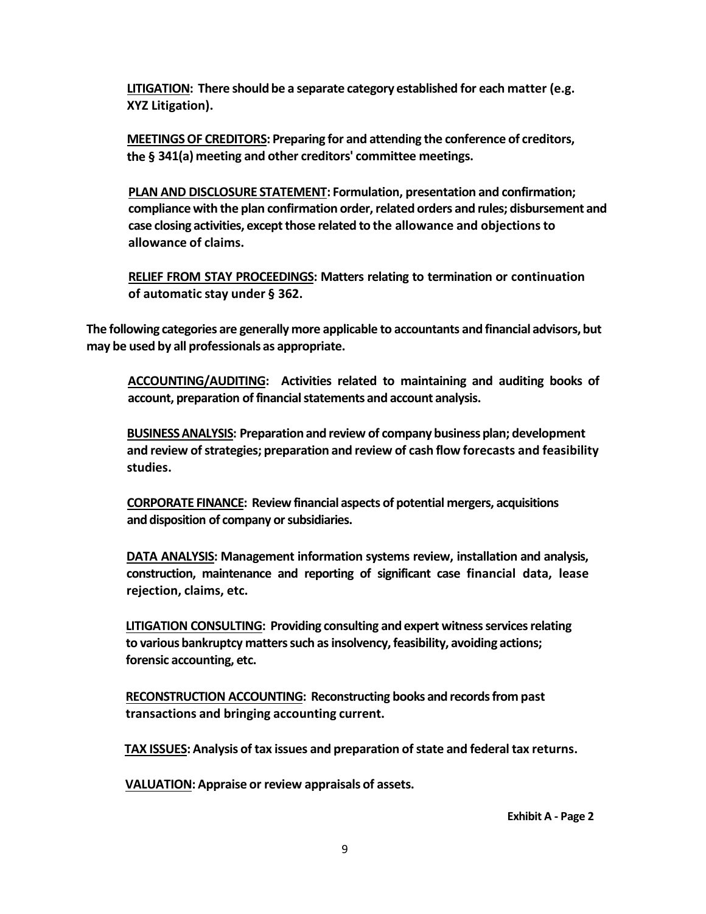**<u>LITIGATION</u>: There should be a separate category established for each matter (e.g. XYZ Litigation).**

**<u>MEETINGS OF CREDITORS</u>: Preparing for and attending the conference of creditors, the § 341(a) meeting and other creditors' committee meetings.**

**<u>PLAN AND DISCLOSURE STATEMENT</u>: Formulation, presentation and confirmation; compliance with the plan confirmation order, related orders and rules; disbursement and case closing activities, except those related to the allowance and objections to allowance of claims.**

**<u>RELIEF FROM STAY PROCEEDINGS</u>: Matters relating to termination or continuation of automatic stay under § 362.**

**The following categories are generally more applicable to accountants and financial advisors, but may be used by all professionals as appropriate.**

**<u>ACCOUNTING/AUDITING</u>: Activities related to maintaining and auditing books of account, preparation of financial statements and account analysis.**

**<u>BUSINESS ANALYSIS</u>: Preparation and review of company business plan; development and review of strategies; preparation and review of cash flow forecasts and feasibility studies.**

**<u>CORPORATE FINANCE</u>: Review financial aspects of potential mergers, acquisitions and disposition of company or subsidiaries.**

**<u>DATA ANALYSIS</u>: Management information systems review, installation and analysis, construction, maintenance and reporting of significant case financial data, lease rejection, claims, etc.**

**<u>LITIGATION CONSULTING</u>: Providing consulting and expert witness services relating to various bankruptcy matters such as insolvency, feasibility, avoiding actions; forensic accounting, etc.**

**<u>RECONSTRUCTION ACCOUNTING</u>: Reconstructing books and records from past transactions and bringing accounting current.**

**<u>TAX ISSUES</u>: Analysis of tax issues and preparation of state and federal tax returns.**

**<u>VALUATION</u>: Appraise or review appraisals of assets.**

**Exhibit A - Page 2**